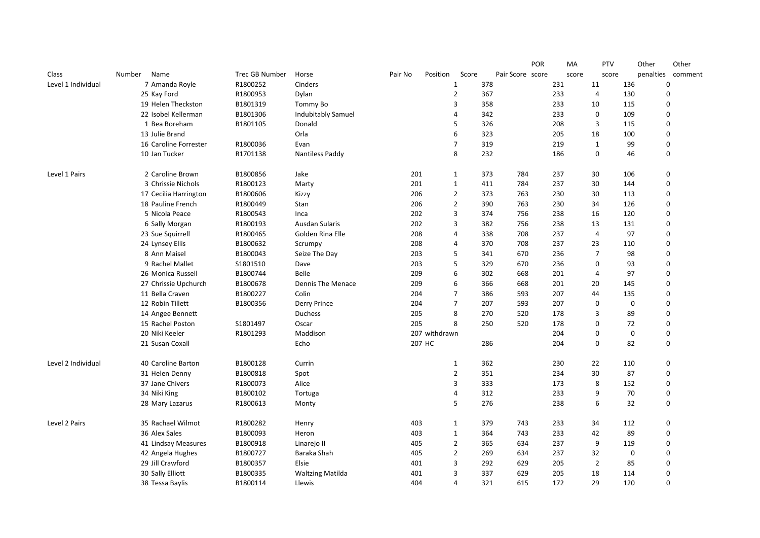| Class | Number | Name | Trec GB Number | Horse | Pair No | Position | Score | Pair Score | POR score | MA score | PTV score | Other penalties | Other comment |
|---|---|---|---|---|---|---|---|---|---|---|---|---|---|
| Level 1 Individual | 7 | Amanda Royle | R1800252 | Cinders | | 1 | 378 | | 231 | 11 | 136 | 0 | |
| | 25 | Kay Ford | R1800953 | Dylan | | 2 | 367 | | 233 | 4 | 130 | 0 | |
| | 19 | Helen Theckston | B1801319 | Tommy Bo | | 3 | 358 | | 233 | 10 | 115 | 0 | |
| | 22 | Isobel Kellerman | B1801306 | Indubitably Samuel | | 4 | 342 | | 233 | 0 | 109 | 0 | |
| | 1 | Bea Boreham | B1801105 | Donald | | 5 | 326 | | 208 | 3 | 115 | 0 | |
| | 13 | Julie Brand | | Orla | | 6 | 323 | | 205 | 18 | 100 | 0 | |
| | 16 | Caroline Forrester | R1800036 | Evan | | 7 | 319 | | 219 | 1 | 99 | 0 | |
| | 10 | Jan Tucker | R1701138 | Nantiless Paddy | | 8 | 232 | | 186 | 0 | 46 | 0 | |
| Level 1 Pairs | 2 | Caroline Brown | B1800856 | Jake | 201 | 1 | 373 | 784 | 237 | 30 | 106 | 0 | |
| | 3 | Chrissie Nichols | R1800123 | Marty | 201 | 1 | 411 | 784 | 237 | 30 | 144 | 0 | |
| | 17 | Cecilia Harrington | B1800606 | Kizzy | 206 | 2 | 373 | 763 | 230 | 30 | 113 | 0 | |
| | 18 | Pauline French | R1800449 | Stan | 206 | 2 | 390 | 763 | 230 | 34 | 126 | 0 | |
| | 5 | Nicola Peace | R1800543 | Inca | 202 | 3 | 374 | 756 | 238 | 16 | 120 | 0 | |
| | 6 | Sally Morgan | R1800193 | Ausdan Sularis | 202 | 3 | 382 | 756 | 238 | 13 | 131 | 0 | |
| | 23 | Sue Squirrell | R1800465 | Golden Rina Elle | 208 | 4 | 338 | 708 | 237 | 4 | 97 | 0 | |
| | 24 | Lynsey Ellis | B1800632 | Scrumpy | 208 | 4 | 370 | 708 | 237 | 23 | 110 | 0 | |
| | 8 | Ann Maisel | B1800043 | Seize The Day | 203 | 5 | 341 | 670 | 236 | 7 | 98 | 0 | |
| | 9 | Rachel Mallet | S1801510 | Dave | 203 | 5 | 329 | 670 | 236 | 0 | 93 | 0 | |
| | 26 | Monica Russell | B1800744 | Belle | 209 | 6 | 302 | 668 | 201 | 4 | 97 | 0 | |
| | 27 | Chrissie Upchurch | B1800678 | Dennis The Menace | 209 | 6 | 366 | 668 | 201 | 20 | 145 | 0 | |
| | 11 | Bella Craven | B1800227 | Colin | 204 | 7 | 386 | 593 | 207 | 44 | 135 | 0 | |
| | 12 | Robin Tillett | B1800356 | Derry Prince | 204 | 7 | 207 | 593 | 207 | 0 | 0 | 0 | |
| | 14 | Angee Bennett | | Duchess | 205 | 8 | 270 | 520 | 178 | 3 | 89 | 0 | |
| | 15 | Rachel Poston | S1801497 | Oscar | 205 | 8 | 250 | 520 | 178 | 0 | 72 | 0 | |
| | 20 | Niki Keeler | R1801293 | Maddison | 207 | withdrawn | | | 204 | 0 | 0 | 0 | |
| | 21 | Susan Coxall | | Echo | 207 | HC | 286 | | 204 | 0 | 82 | 0 | |
| Level 2 Individual | 40 | Caroline Barton | B1800128 | Currin | | 1 | 362 | | 230 | 22 | 110 | 0 | |
| | 31 | Helen Denny | B1800818 | Spot | | 2 | 351 | | 234 | 30 | 87 | 0 | |
| | 37 | Jane Chivers | R1800073 | Alice | | 3 | 333 | | 173 | 8 | 152 | 0 | |
| | 34 | Niki King | B1800102 | Tortuga | | 4 | 312 | | 233 | 9 | 70 | 0 | |
| | 28 | Mary Lazarus | R1800613 | Monty | | 5 | 276 | | 238 | 6 | 32 | 0 | |
| Level 2 Pairs | 35 | Rachael Wilmot | R1800282 | Henry | 403 | 1 | 379 | 743 | 233 | 34 | 112 | 0 | |
| | 36 | Alex Sales | B1800093 | Heron | 403 | 1 | 364 | 743 | 233 | 42 | 89 | 0 | |
| | 41 | Lindsay Measures | B1800918 | Linarejo II | 405 | 2 | 365 | 634 | 237 | 9 | 119 | 0 | |
| | 42 | Angela Hughes | B1800727 | Baraka Shah | 405 | 2 | 269 | 634 | 237 | 32 | 0 | 0 | |
| | 29 | Jill Crawford | B1800357 | Elsie | 401 | 3 | 292 | 629 | 205 | 2 | 85 | 0 | |
| | 30 | Sally Elliott | B1800335 | Waltzing Matilda | 401 | 3 | 337 | 629 | 205 | 18 | 114 | 0 | |
| | 38 | Tessa Baylis | B1800114 | Llewis | 404 | 4 | 321 | 615 | 172 | 29 | 120 | 0 | |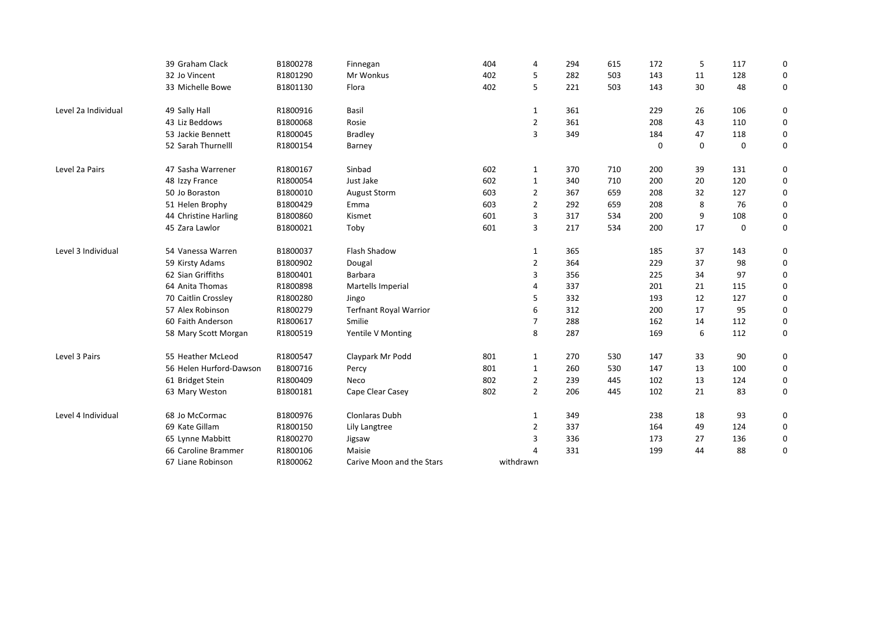| | | | | | | | | | | | | |
|---|---|---|---|---|---|---|---|---|---|---|---|---|
| | 39 Graham Clack | B1800278 | Finnegan | 404 | 4 | 294 | 615 | 172 | 5 | 117 | 0 |
| | 32 Jo Vincent | R1801290 | Mr Wonkus | 402 | 5 | 282 | 503 | 143 | 11 | 128 | 0 |
| | 33 Michelle Bowe | B1801130 | Flora | 402 | 5 | 221 | 503 | 143 | 30 | 48 | 0 |
| Level 2a Individual | 49 Sally Hall | R1800916 | Basil | | 1 | 361 | | 229 | 26 | 106 | 0 |
| | 43 Liz Beddows | B1800068 | Rosie | | 2 | 361 | | 208 | 43 | 110 | 0 |
| | 53 Jackie Bennett | R1800045 | Bradley | | 3 | 349 | | 184 | 47 | 118 | 0 |
| | 52 Sarah Thurnelll | R1800154 | Barney | | | | | 0 | 0 | 0 | 0 |
| Level 2a Pairs | 47 Sasha Warrener | R1800167 | Sinbad | 602 | 1 | 370 | 710 | 200 | 39 | 131 | 0 |
| | 48 Izzy France | R1800054 | Just Jake | 602 | 1 | 340 | 710 | 200 | 20 | 120 | 0 |
| | 50 Jo Boraston | B1800010 | August Storm | 603 | 2 | 367 | 659 | 208 | 32 | 127 | 0 |
| | 51 Helen Brophy | B1800429 | Emma | 603 | 2 | 292 | 659 | 208 | 8 | 76 | 0 |
| | 44 Christine Harling | B1800860 | Kismet | 601 | 3 | 317 | 534 | 200 | 9 | 108 | 0 |
| | 45 Zara Lawlor | B1800021 | Toby | 601 | 3 | 217 | 534 | 200 | 17 | 0 | 0 |
| Level 3 Individual | 54 Vanessa Warren | B1800037 | Flash Shadow | | 1 | 365 | | 185 | 37 | 143 | 0 |
| | 59 Kirsty Adams | B1800902 | Dougal | | 2 | 364 | | 229 | 37 | 98 | 0 |
| | 62 Sian Griffiths | B1800401 | Barbara | | 3 | 356 | | 225 | 34 | 97 | 0 |
| | 64 Anita Thomas | R1800898 | Martells Imperial | | 4 | 337 | | 201 | 21 | 115 | 0 |
| | 70 Caitlin Crossley | R1800280 | Jingo | | 5 | 332 | | 193 | 12 | 127 | 0 |
| | 57 Alex Robinson | R1800279 | Terfnant Royal Warrior | | 6 | 312 | | 200 | 17 | 95 | 0 |
| | 60 Faith Anderson | R1800617 | Smilie | | 7 | 288 | | 162 | 14 | 112 | 0 |
| | 58 Mary Scott Morgan | R1800519 | Yentile V Monting | | 8 | 287 | | 169 | 6 | 112 | 0 |
| Level 3 Pairs | 55 Heather McLeod | R1800547 | Claypark Mr Podd | 801 | 1 | 270 | 530 | 147 | 33 | 90 | 0 |
| | 56 Helen Hurford-Dawson | B1800716 | Percy | 801 | 1 | 260 | 530 | 147 | 13 | 100 | 0 |
| | 61 Bridget Stein | R1800409 | Neco | 802 | 2 | 239 | 445 | 102 | 13 | 124 | 0 |
| | 63 Mary Weston | B1800181 | Cape Clear Casey | 802 | 2 | 206 | 445 | 102 | 21 | 83 | 0 |
| Level 4 Individual | 68 Jo McCormac | B1800976 | Clonlaras Dubh | | 1 | 349 | | 238 | 18 | 93 | 0 |
| | 69 Kate Gillam | R1800150 | Lily Langtree | | 2 | 337 | | 164 | 49 | 124 | 0 |
| | 65 Lynne Mabbitt | R1800270 | Jigsaw | | 3 | 336 | | 173 | 27 | 136 | 0 |
| | 66 Caroline Brammer | R1800106 | Maisie | | 4 | 331 | | 199 | 44 | 88 | 0 |
| | 67 Liane Robinson | R1800062 | Carive Moon and the Stars | withdrawn | | | | | | | |